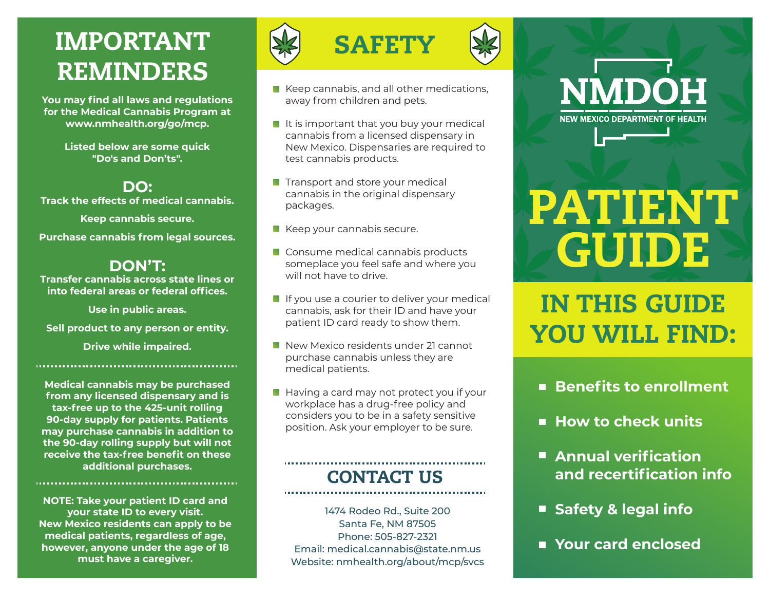# IMPORTANT REMINDERS

**You may find all laws and regulations for the Medical Cannabis Program at www.nmhealth.org/go/mcp.**

**Listed below are some quick "Do's and Don'ts".**

## DO:

**Track the effects of medical cannabis.**

**Keep cannabis secure.**

**Purchase cannabis from legal sources.**

## DON'T:

**Transfer cannabis across state lines or into federal areas or federal offices.**

**Use in public areas.**

**Sell product to any person or entity.**

**Drive while impaired.**

---

**Medical cannabis may be purchased from any licensed dispensary and is tax-free up to the 425-unit rolling 90-day supply for patients. Patients may purchase cannabis in addition to the 90-day rolling supply but will not receive the tax-free benefit on these additional purchases.**

---

**NOTE: Take your patient ID card and your state ID to every visit. New Mexico residents can apply to be medical patients, regardless of age, however, anyone under the age of 18 must have a caregiver.**

# SAFETY

- Keep cannabis, and all other medications, away from children and pets.
- It is important that you buy your medical cannabis from a licensed dispensary in New Mexico. Dispensaries are required to test cannabis products.
- Transport and store your medical cannabis in the original dispensary packages.
- Keep your cannabis secure.
- Consume medical cannabis products someplace you feel safe and where you will not have to drive.
- If you use a courier to deliver your medical cannabis, ask for their ID and have your patient ID card ready to show them.
- New Mexico residents under 21 cannot purchase cannabis unless they are medical patients.
- Having a card may not protect you if your workplace has a drug-free policy and considers you to be in a safety sensitive position. Ask your employer to be sure.

## CONTACT US

1474 Rodeo Rd., Suite 200
Santa Fe, NM 87505
Phone: 505-827-2321
Email: medical.cannabis@state.nm.us
Website: nmhealth.org/about/mcp/svcs

NMDOH
NEW MEXICO DEPARTMENT OF HEALTH

# PATIENT GUIDE

## IN THIS GUIDE YOU WILL FIND:

- **Benefits to enrollment**
- **How to check units**
- **Annual verification and recertification info**
- **Safety & legal info**
- **Your card enclosed**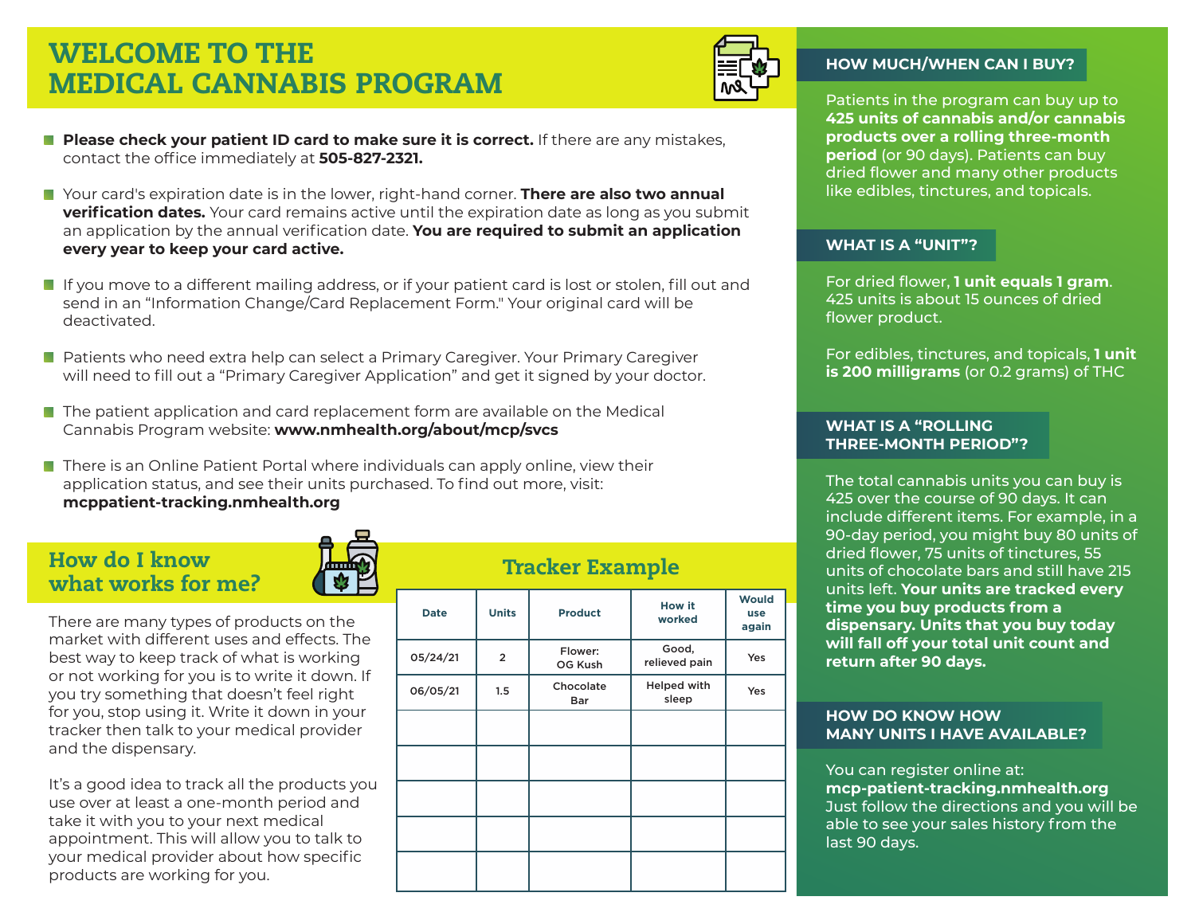# WELCOME TO THE MEDICAL CANNABIS PROGRAM

- **Please check your patient ID card to make sure it is correct.** If there are any mistakes, contact the office immediately at **505-827-2321.**
- Your card's expiration date is in the lower, right-hand corner. **There are also two annual verification dates.** Your card remains active until the expiration date as long as you submit an application by the annual verification date. **You are required to submit an application every year to keep your card active.**
- If you move to a different mailing address, or if your patient card is lost or stolen, fill out and send in an "Information Change/Card Replacement Form." Your original card will be deactivated.
- Patients who need extra help can select a Primary Caregiver. Your Primary Caregiver will need to fill out a "Primary Caregiver Application" and get it signed by your doctor.
- The patient application and card replacement form are available on the Medical Cannabis Program website: **www.nmhealth.org/about/mcp/svcs**
- There is an Online Patient Portal where individuals can apply online, view their application status, and see their units purchased. To find out more, visit: **mcppatient-tracking.nmhealth.org**

## How do I know what works for me?

There are many types of products on the market with different uses and effects. The best way to keep track of what is working or not working for you is to write it down. If you try something that doesn't feel right for you, stop using it. Write it down in your tracker then talk to your medical provider and the dispensary.

It's a good idea to track all the products you use over at least a one-month period and take it with you to your next medical appointment. This will allow you to talk to your medical provider about how specific products are working for you.

## Tracker Example

| Date | Units | Product | How it worked | Would use again |
|---|---|---|---|---|
| 05/24/21 | 2 | Flower: OG Kush | Good, relieved pain | Yes |
| 06/05/21 | 1.5 | Chocolate Bar | Helped with sleep | Yes |
| | | | | |
| | | | | |
| | | | | |
| | | | | |
| | | | | |

## HOW MUCH/WHEN CAN I BUY?

Patients in the program can buy up to **425 units of cannabis and/or cannabis products over a rolling three-month period** (or 90 days). Patients can buy dried flower and many other products like edibles, tinctures, and topicals.

## WHAT IS A "UNIT"?

For dried flower, **1 unit equals 1 gram**. 425 units is about 15 ounces of dried flower product.

For edibles, tinctures, and topicals, **1 unit is 200 milligrams** (or 0.2 grams) of THC

## WHAT IS A "ROLLING THREE-MONTH PERIOD"?

The total cannabis units you can buy is 425 over the course of 90 days. It can include different items. For example, in a 90-day period, you might buy 80 units of dried flower, 75 units of tinctures, 55 units of chocolate bars and still have 215 units left. **Your units are tracked every time you buy products from a dispensary. Units that you buy today will fall off your total unit count and return after 90 days.**

## HOW DO KNOW HOW MANY UNITS I HAVE AVAILABLE?

You can register online at: **mcp-patient-tracking.nmhealth.org** Just follow the directions and you will be able to see your sales history from the last 90 days.